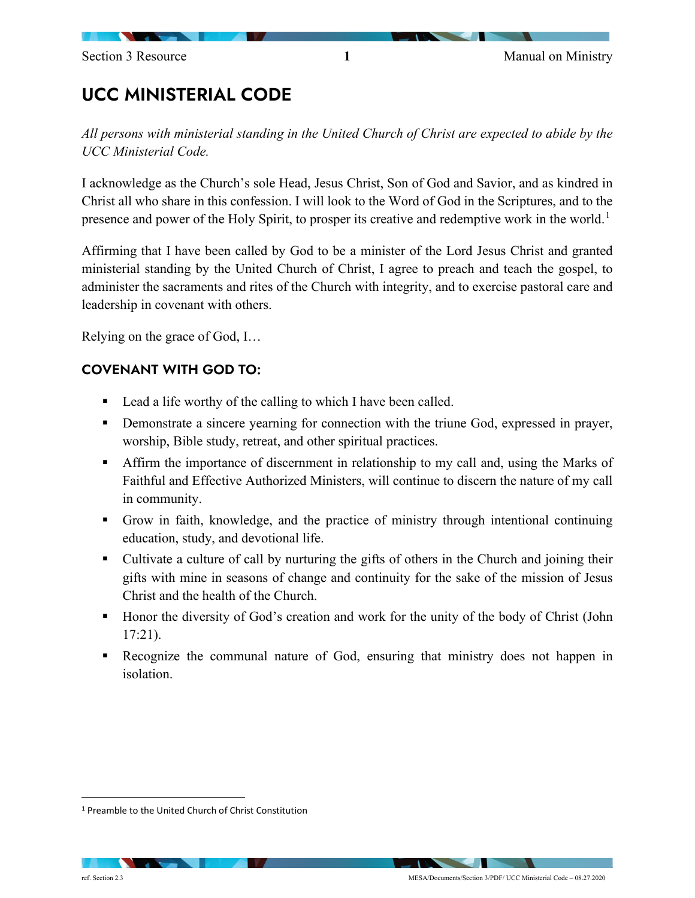# UCC MINISTERIAL CODE

*All persons with ministerial standing in the United Church of Christ are expected to abide by the UCC Ministerial Code.*

I acknowledge as the Church's sole Head, Jesus Christ, Son of God and Savior, and as kindred in Christ all who share in this confession. I will look to the Word of God in the Scriptures, and to the presence and power of the Holy Spirit, to prosper its creative and redemptive work in the world.[1]

Affirming that I have been called by God to be a minister of the Lord Jesus Christ and granted ministerial standing by the United Church of Christ, I agree to preach and teach the gospel, to administer the sacraments and rites of the Church with integrity, and to exercise pastoral care and leadership in covenant with others.

Relying on the grace of God, I…

## COVENANT WITH GOD TO:

- Lead a life worthy of the calling to which I have been called.
- Demonstrate a sincere yearning for connection with the triune God, expressed in prayer, worship, Bible study, retreat, and other spiritual practices.
- Affirm the importance of discernment in relationship to my call and, using the Marks of Faithful and Effective Authorized Ministers, will continue to discern the nature of my call in community.
- Grow in faith, knowledge, and the practice of ministry through intentional continuing education, study, and devotional life.
- Cultivate a culture of call by nurturing the gifts of others in the Church and joining their gifts with mine in seasons of change and continuity for the sake of the mission of Jesus Christ and the health of the Church.
- Honor the diversity of God's creation and work for the unity of the body of Christ (John 17:21).
- Recognize the communal nature of God, ensuring that ministry does not happen in isolation.

---

[1] Preamble to the United Church of Christ Constitution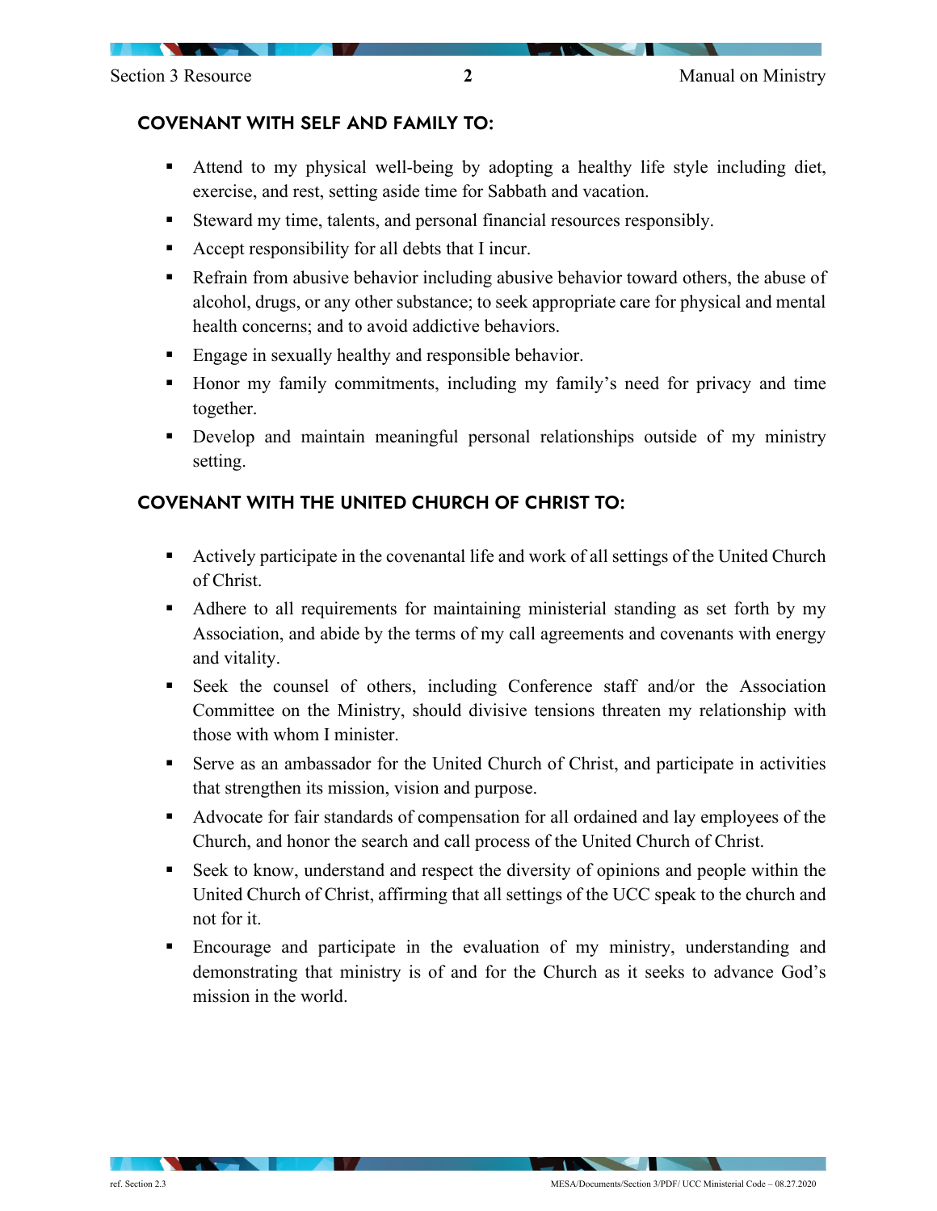## COVENANT WITH SELF AND FAMILY TO:

- Attend to my physical well-being by adopting a healthy life style including diet, exercise, and rest, setting aside time for Sabbath and vacation.
- Steward my time, talents, and personal financial resources responsibly.
- Accept responsibility for all debts that I incur.
- Refrain from abusive behavior including abusive behavior toward others, the abuse of alcohol, drugs, or any other substance; to seek appropriate care for physical and mental health concerns; and to avoid addictive behaviors.
- Engage in sexually healthy and responsible behavior.
- Honor my family commitments, including my family's need for privacy and time together.
- Develop and maintain meaningful personal relationships outside of my ministry setting.

## COVENANT WITH THE UNITED CHURCH OF CHRIST TO:

- Actively participate in the covenantal life and work of all settings of the United Church of Christ.
- Adhere to all requirements for maintaining ministerial standing as set forth by my Association, and abide by the terms of my call agreements and covenants with energy and vitality.
- Seek the counsel of others, including Conference staff and/or the Association Committee on the Ministry, should divisive tensions threaten my relationship with those with whom I minister.
- Serve as an ambassador for the United Church of Christ, and participate in activities that strengthen its mission, vision and purpose.
- Advocate for fair standards of compensation for all ordained and lay employees of the Church, and honor the search and call process of the United Church of Christ.
- Seek to know, understand and respect the diversity of opinions and people within the United Church of Christ, affirming that all settings of the UCC speak to the church and not for it.
- Encourage and participate in the evaluation of my ministry, understanding and demonstrating that ministry is of and for the Church as it seeks to advance God's mission in the world.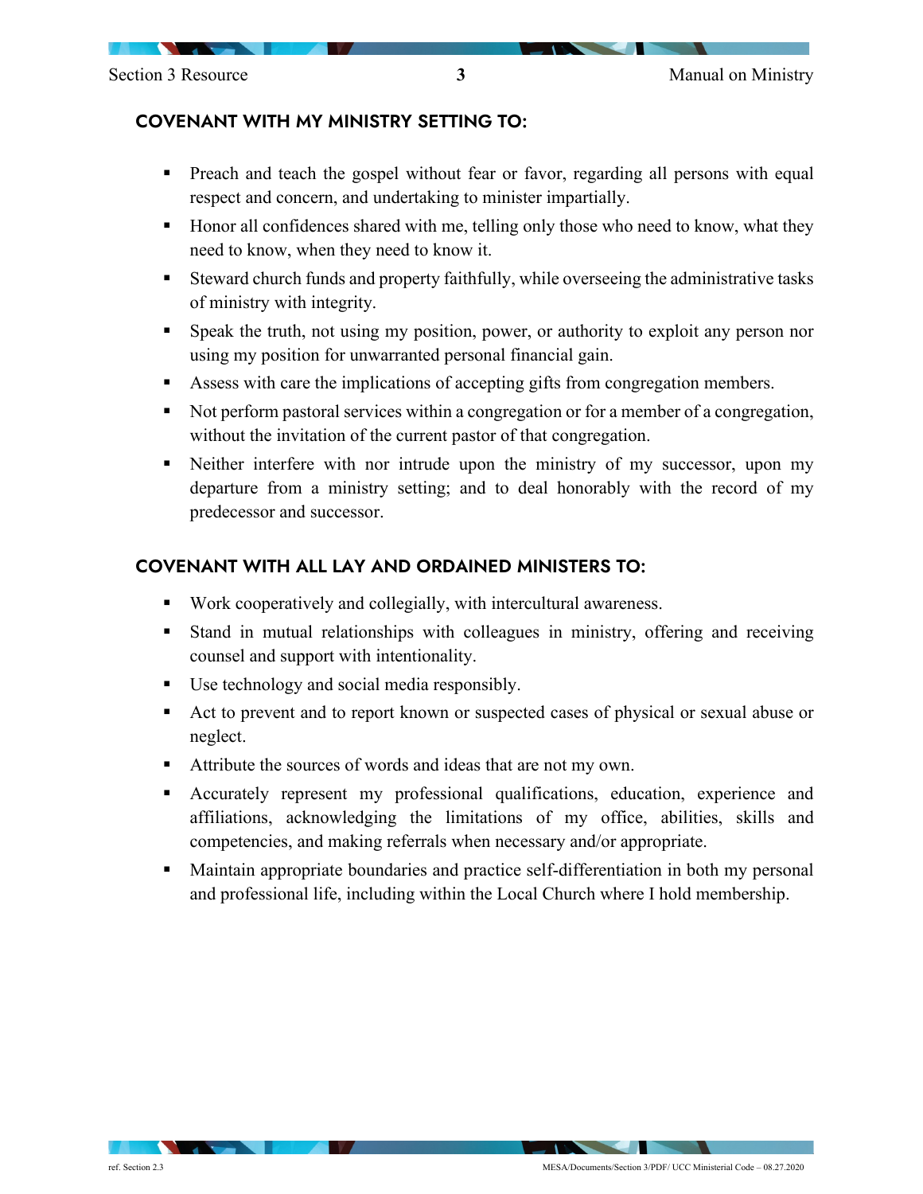### COVENANT WITH MY MINISTRY SETTING TO:

- Preach and teach the gospel without fear or favor, regarding all persons with equal respect and concern, and undertaking to minister impartially.
- Honor all confidences shared with me, telling only those who need to know, what they need to know, when they need to know it.
- Steward church funds and property faithfully, while overseeing the administrative tasks of ministry with integrity.
- Speak the truth, not using my position, power, or authority to exploit any person nor using my position for unwarranted personal financial gain.
- Assess with care the implications of accepting gifts from congregation members.
- Not perform pastoral services within a congregation or for a member of a congregation, without the invitation of the current pastor of that congregation.
- Neither interfere with nor intrude upon the ministry of my successor, upon my departure from a ministry setting; and to deal honorably with the record of my predecessor and successor.

### COVENANT WITH ALL LAY AND ORDAINED MINISTERS TO:

- Work cooperatively and collegially, with intercultural awareness.
- Stand in mutual relationships with colleagues in ministry, offering and receiving counsel and support with intentionality.
- Use technology and social media responsibly.
- Act to prevent and to report known or suspected cases of physical or sexual abuse or neglect.
- Attribute the sources of words and ideas that are not my own.
- Accurately represent my professional qualifications, education, experience and affiliations, acknowledging the limitations of my office, abilities, skills and competencies, and making referrals when necessary and/or appropriate.
- Maintain appropriate boundaries and practice self-differentiation in both my personal and professional life, including within the Local Church where I hold membership.